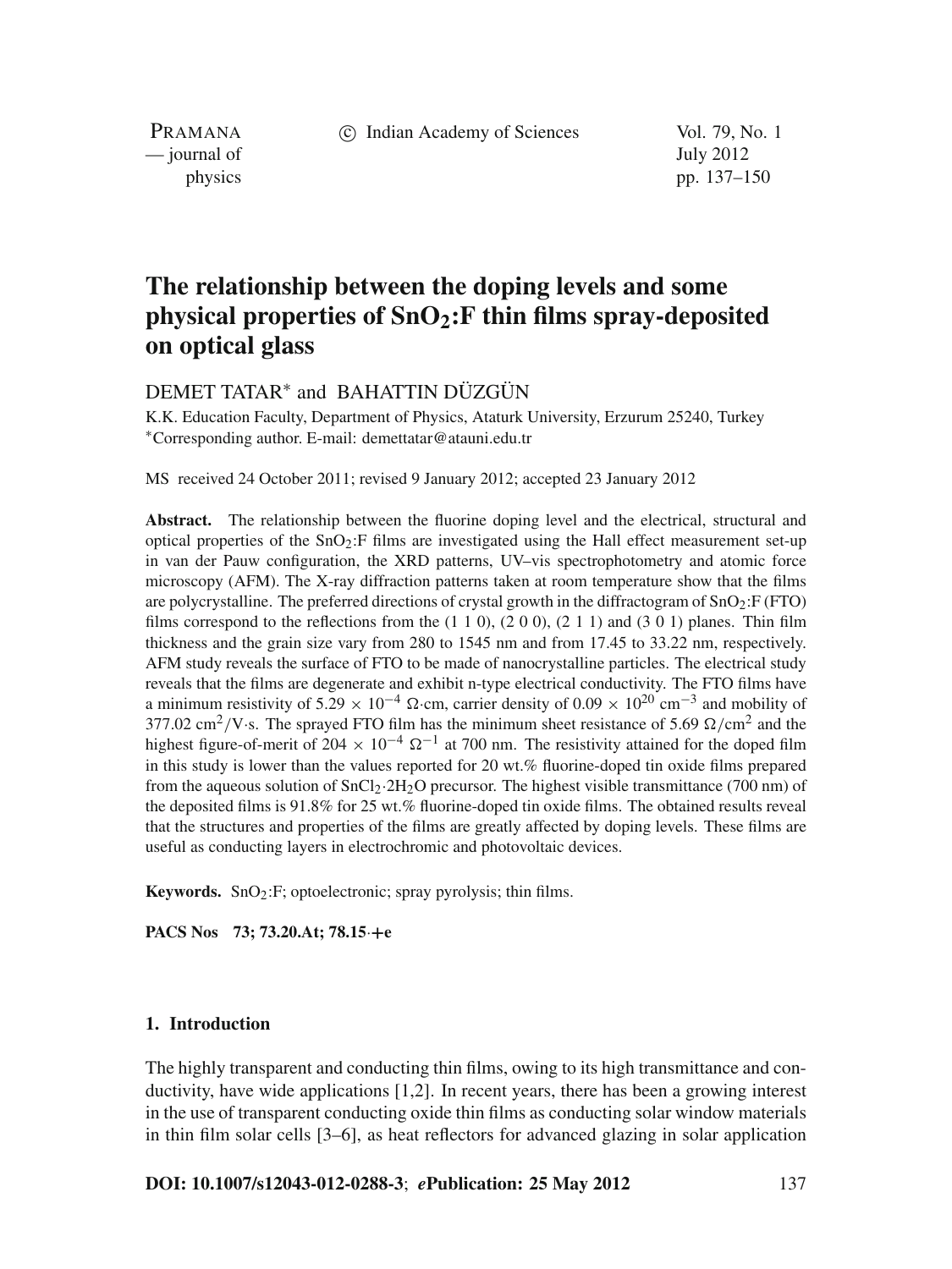# The relationship between the doping levels and some physical properties of $SnO_2$:F thin films spray-deposited on optical glass

DEMET TATAR* and BAHATTIN DÜZGÜN

K.K. Education Faculty, Department of Physics, Ataturk University, Erzurum 25240, Turkey
*Corresponding author. E-mail: demettatar@atauni.edu.tr

MS received 24 October 2011; revised 9 January 2012; accepted 23 January 2012

**Abstract.** The relationship between the fluorine doping level and the electrical, structural and optical properties of the $SnO_2$:F films are investigated using the Hall effect measurement set-up in van der Pauw configuration, the XRD patterns, UV–vis spectrophotometry and atomic force microscopy (AFM). The X-ray diffraction patterns taken at room temperature show that the films are polycrystalline. The preferred directions of crystal growth in the diffractogram of $SnO_2$:F (FTO) films correspond to the reflections from the (1 1 0), (2 0 0), (2 1 1) and (3 0 1) planes. Thin film thickness and the grain size vary from 280 to 1545 nm and from 17.45 to 33.22 nm, respectively. AFM study reveals the surface of FTO to be made of nanocrystalline particles. The electrical study reveals that the films are degenerate and exhibit n-type electrical conductivity. The FTO films have a minimum resistivity of $5.29 \times 10^{-4}$ Ω·cm, carrier density of $0.09 \times 10^{20}$ cm$^{-3}$ and mobility of 377.02 cm$^2$/V·s. The sprayed FTO film has the minimum sheet resistance of 5.69 Ω/cm$^2$ and the highest figure-of-merit of $204 \times 10^{-4}$ Ω$^{-1}$ at 700 nm. The resistivity attained for the doped film in this study is lower than the values reported for 20 wt.% fluorine-doped tin oxide films prepared from the aqueous solution of $SnCl_2 \cdot 2H_2O$ precursor. The highest visible transmittance (700 nm) of the deposited films is 91.8% for 25 wt.% fluorine-doped tin oxide films. The obtained results reveal that the structures and properties of the films are greatly affected by doping levels. These films are useful as conducting layers in electrochromic and photovoltaic devices.

**Keywords.** $SnO_2$:F; optoelectronic; spray pyrolysis; thin films.

**PACS Nos** 73; 73.20.At; 78.15.+e

## 1. Introduction

The highly transparent and conducting thin films, owing to its high transmittance and conductivity, have wide applications [1,2]. In recent years, there has been a growing interest in the use of transparent conducting oxide thin films as conducting solar window materials in thin film solar cells [3–6], as heat reflectors for advanced glazing in solar application

**DOI: 10.1007/s12043-012-0288-3**; ***e*Publication: 25 May 2012**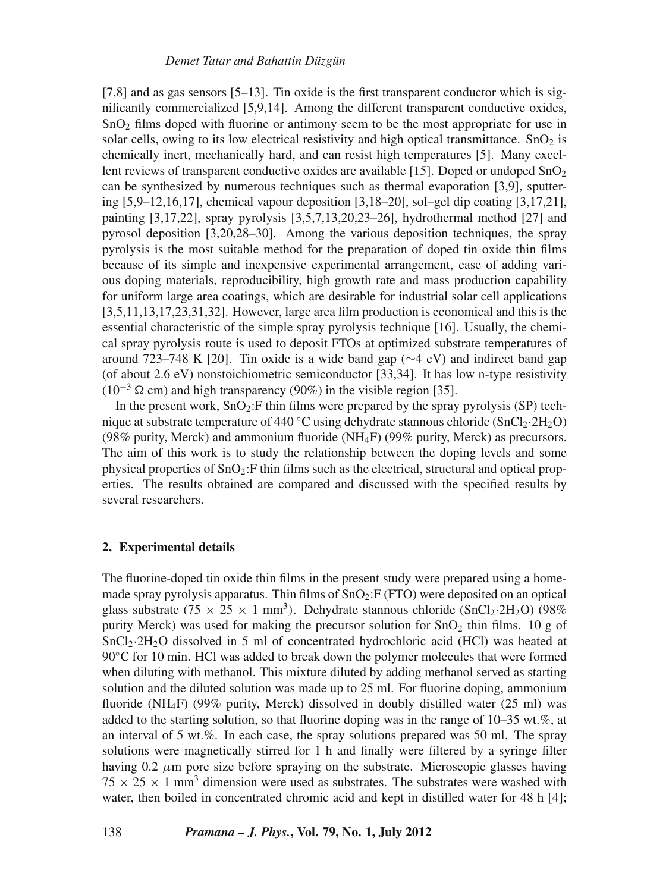[7,8] and as gas sensors [5–13]. Tin oxide is the first transparent conductor which is significantly commercialized [5,9,14]. Among the different transparent conductive oxides, $SnO_2$ films doped with fluorine or antimony seem to be the most appropriate for use in solar cells, owing to its low electrical resistivity and high optical transmittance. $SnO_2$ is chemically inert, mechanically hard, and can resist high temperatures [5]. Many excellent reviews of transparent conductive oxides are available [15]. Doped or undoped $SnO_2$ can be synthesized by numerous techniques such as thermal evaporation [3,9], sputtering [5,9–12,16,17], chemical vapour deposition [3,18–20], sol–gel dip coating [3,17,21], painting [3,17,22], spray pyrolysis [3,5,7,13,20,23–26], hydrothermal method [27] and pyrosol deposition [3,20,28–30]. Among the various deposition techniques, the spray pyrolysis is the most suitable method for the preparation of doped tin oxide thin films because of its simple and inexpensive experimental arrangement, ease of adding various doping materials, reproducibility, high growth rate and mass production capability for uniform large area coatings, which are desirable for industrial solar cell applications [3,5,11,13,17,23,31,32]. However, large area film production is economical and this is the essential characteristic of the simple spray pyrolysis technique [16]. Usually, the chemical spray pyrolysis route is used to deposit FTOs at optimized substrate temperatures of around 723–748 K [20]. Tin oxide is a wide band gap ($\sim$4 eV) and indirect band gap (of about 2.6 eV) nonstoichiometric semiconductor [33,34]. It has low n-type resistivity ($10^{-3}$ $\Omega$ cm) and high transparency (90%) in the visible region [35].

In the present work, $SnO_2$:F thin films were prepared by the spray pyrolysis (SP) technique at substrate temperature of 440 °C using dehydrate stannous chloride ($SnCl_2 \cdot 2H_2O$) (98% purity, Merck) and ammonium fluoride ($NH_4F$) (99% purity, Merck) as precursors. The aim of this work is to study the relationship between the doping levels and some physical properties of $SnO_2$:F thin films such as the electrical, structural and optical properties. The results obtained are compared and discussed with the specified results by several researchers.

## 2. Experimental details

The fluorine-doped tin oxide thin films in the present study were prepared using a home-made spray pyrolysis apparatus. Thin films of $SnO_2$:F (FTO) were deposited on an optical glass substrate ($75 \times 25 \times 1$ mm$^3$). Dehydrate stannous chloride ($SnCl_2 \cdot 2H_2O$) (98% purity Merck) was used for making the precursor solution for $SnO_2$ thin films. 10 g of $SnCl_2 \cdot 2H_2O$ dissolved in 5 ml of concentrated hydrochloric acid (HCl) was heated at 90°C for 10 min. HCl was added to break down the polymer molecules that were formed when diluting with methanol. This mixture diluted by adding methanol served as starting solution and the diluted solution was made up to 25 ml. For fluorine doping, ammonium fluoride ($NH_4F$) (99% purity, Merck) dissolved in doubly distilled water (25 ml) was added to the starting solution, so that fluorine doping was in the range of 10–35 wt.%, at an interval of 5 wt.%. In each case, the spray solutions prepared was 50 ml. The spray solutions were magnetically stirred for 1 h and finally were filtered by a syringe filter having 0.2 $\mu$m pore size before spraying on the substrate. Microscopic glasses having $75 \times 25 \times 1$ mm$^3$ dimension were used as substrates. The substrates were washed with water, then boiled in concentrated chromic acid and kept in distilled water for 48 h [4];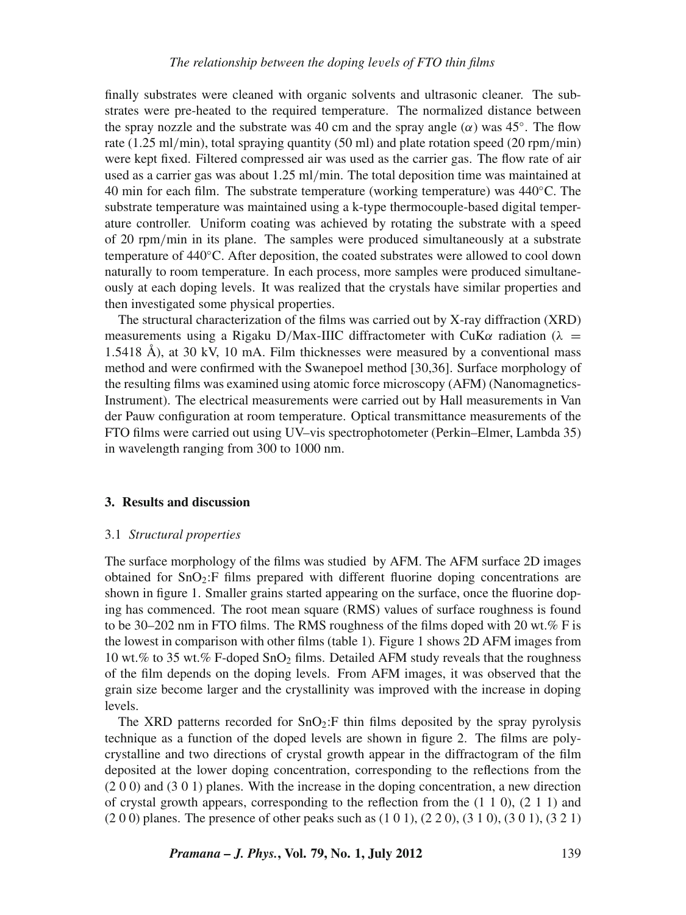finally substrates were cleaned with organic solvents and ultrasonic cleaner. The substrates were pre-heated to the required temperature. The normalized distance between the spray nozzle and the substrate was 40 cm and the spray angle ($\alpha$) was 45°. The flow rate (1.25 ml/min), total spraying quantity (50 ml) and plate rotation speed (20 rpm/min) were kept fixed. Filtered compressed air was used as the carrier gas. The flow rate of air used as a carrier gas was about 1.25 ml/min. The total deposition time was maintained at 40 min for each film. The substrate temperature (working temperature) was 440°C. The substrate temperature was maintained using a k-type thermocouple-based digital temperature controller. Uniform coating was achieved by rotating the substrate with a speed of 20 rpm/min in its plane. The samples were produced simultaneously at a substrate temperature of 440°C. After deposition, the coated substrates were allowed to cool down naturally to room temperature. In each process, more samples were produced simultaneously at each doping levels. It was realized that the crystals have similar properties and then investigated some physical properties.

The structural characterization of the films was carried out by X-ray diffraction (XRD) measurements using a Rigaku D/Max-IIIC diffractometer with CuK$\alpha$ radiation ($\lambda$ = 1.5418 Å), at 30 kV, 10 mA. Film thicknesses were measured by a conventional mass method and were confirmed with the Swanepoel method [30,36]. Surface morphology of the resulting films was examined using atomic force microscopy (AFM) (Nanomagnetics-Instrument). The electrical measurements were carried out by Hall measurements in Van der Pauw configuration at room temperature. Optical transmittance measurements of the FTO films were carried out using UV–vis spectrophotometer (Perkin–Elmer, Lambda 35) in wavelength ranging from 300 to 1000 nm.

## 3. Results and discussion

### 3.1 *Structural properties*

The surface morphology of the films was studied by AFM. The AFM surface 2D images obtained for $SnO_2$:F films prepared with different fluorine doping concentrations are shown in figure 1. Smaller grains started appearing on the surface, once the fluorine doping has commenced. The root mean square (RMS) values of surface roughness is found to be 30–202 nm in FTO films. The RMS roughness of the films doped with 20 wt.% F is the lowest in comparison with other films (table 1). Figure 1 shows 2D AFM images from 10 wt.% to 35 wt.% F-doped $SnO_2$ films. Detailed AFM study reveals that the roughness of the film depends on the doping levels. From AFM images, it was observed that the grain size become larger and the crystallinity was improved with the increase in doping levels.

The XRD patterns recorded for $SnO_2$:F thin films deposited by the spray pyrolysis technique as a function of the doped levels are shown in figure 2. The films are polycrystalline and two directions of crystal growth appear in the diffractogram of the film deposited at the lower doping concentration, corresponding to the reflections from the (2 0 0) and (3 0 1) planes. With the increase in the doping concentration, a new direction of crystal growth appears, corresponding to the reflection from the (1 1 0), (2 1 1) and (2 0 0) planes. The presence of other peaks such as (1 0 1), (2 2 0), (3 1 0), (3 0 1), (3 2 1)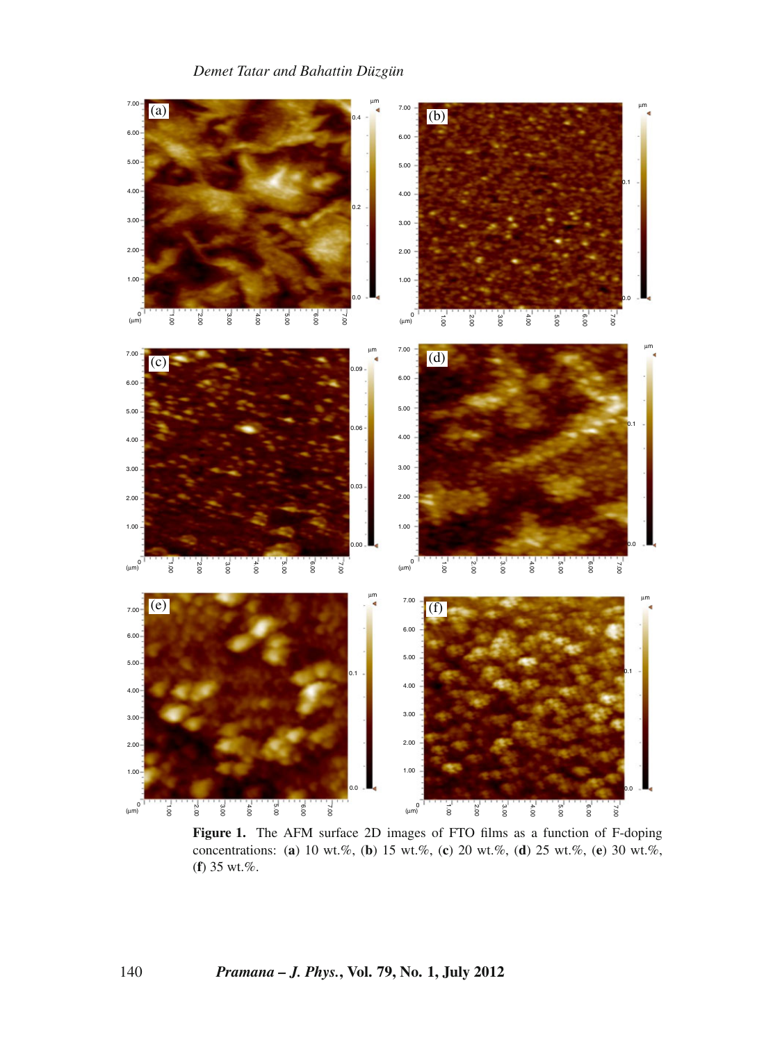**Figure 1.** The AFM surface 2D images of FTO films as a function of F-doping concentrations: (**a**) 10 wt.%, (**b**) 15 wt.%, (**c**) 20 wt.%, (**d**) 25 wt.%, (**e**) 30 wt.%, (**f**) 35 wt.%.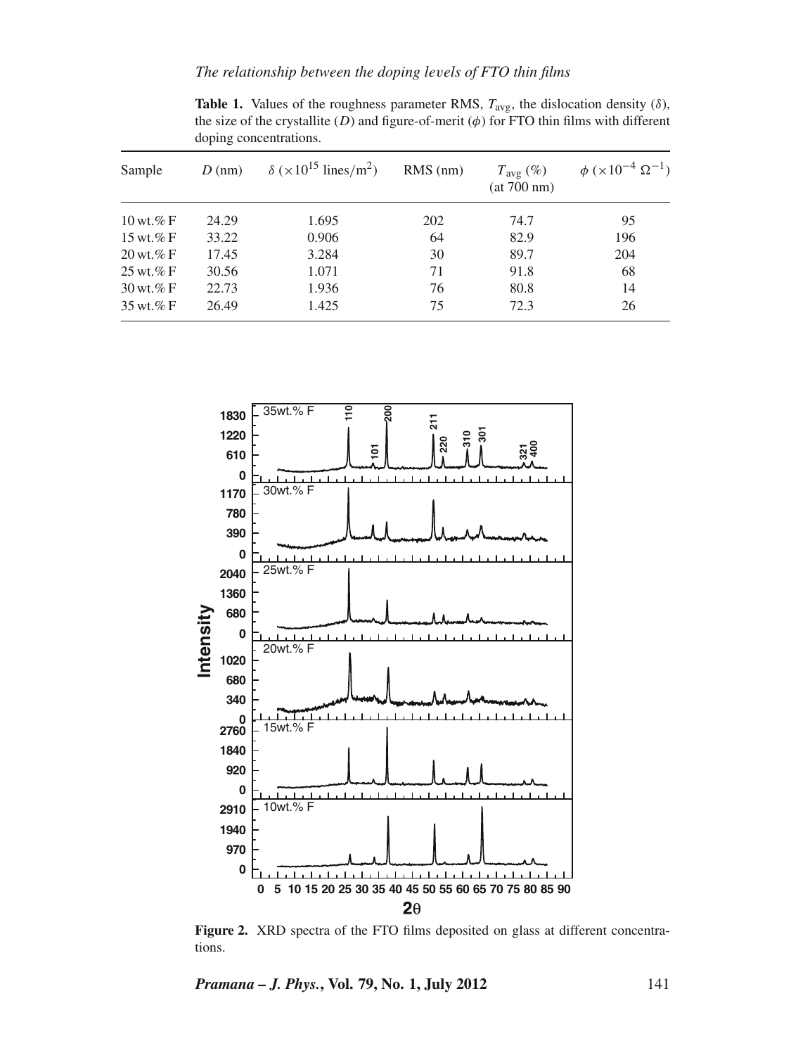**Table 1.** Values of the roughness parameter RMS, $T_{avg}$, the dislocation density ($\delta$), the size of the crystallite ($D$) and figure-of-merit ($\phi$) for FTO thin films with different doping concentrations.

| Sample | $D$ (nm) | $\delta$ ($\times 10^{15}$ lines/m$^2$) | RMS (nm) | $T_{avg}$ (%) (at 700 nm) | $\phi$ ($\times 10^{-4}$ $\Omega^{-1}$) |
|---|---|---|---|---|---|
| 10 wt.% F | 24.29 | 1.695 | 202 | 74.7 | 95 |
| 15 wt.% F | 33.22 | 0.906 | 64 | 82.9 | 196 |
| 20 wt.% F | 17.45 | 3.284 | 30 | 89.7 | 204 |
| 25 wt.% F | 30.56 | 1.071 | 71 | 91.8 | 68 |
| 30 wt.% F | 22.73 | 1.936 | 76 | 80.8 | 14 |
| 35 wt.% F | 26.49 | 1.425 | 75 | 72.3 | 26 |

**Figure 2.** XRD spectra of the FTO films deposited on glass at different concentrations.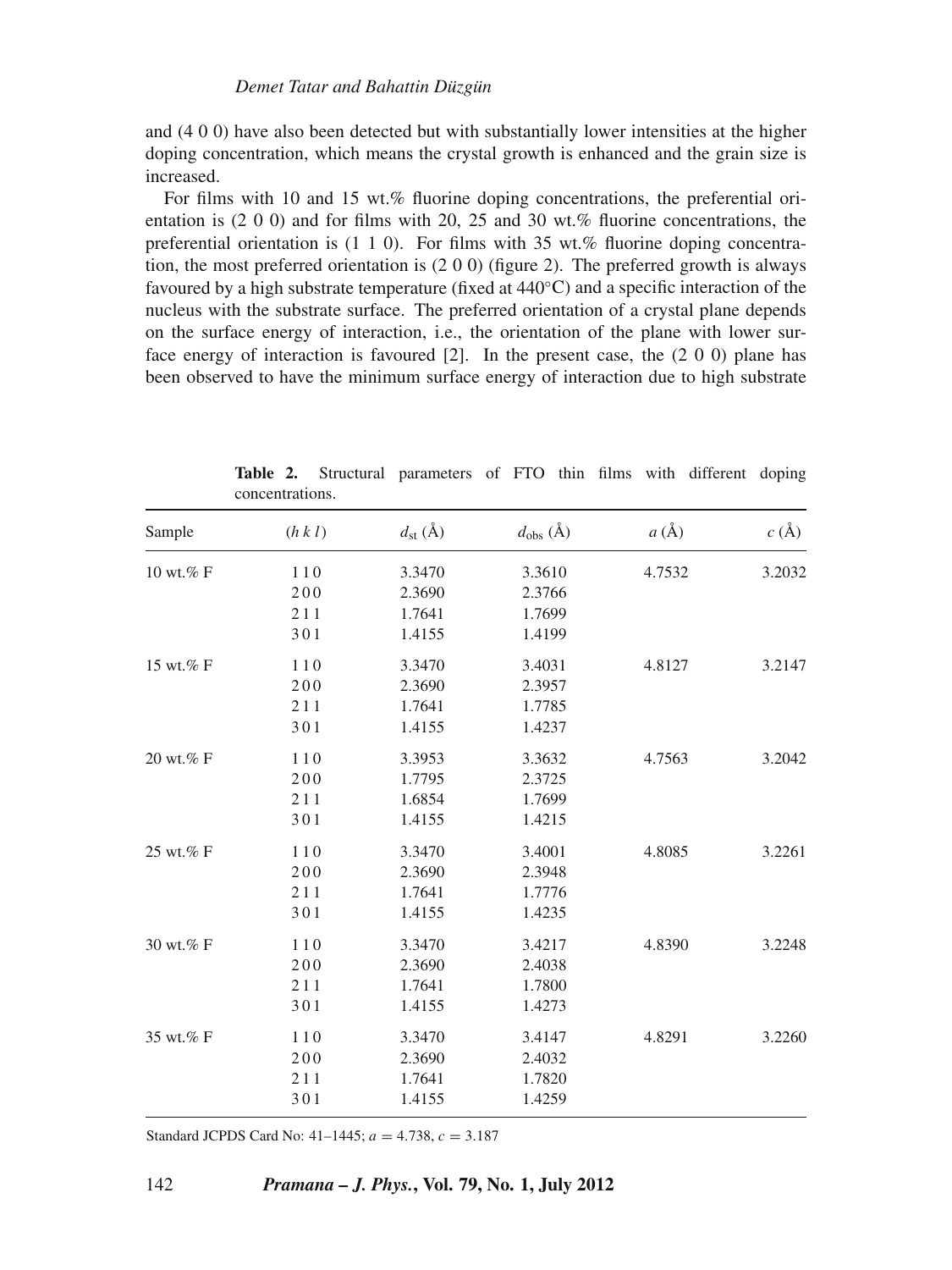and (4 0 0) have also been detected but with substantially lower intensities at the higher doping concentration, which means the crystal growth is enhanced and the grain size is increased.

For films with 10 and 15 wt.% fluorine doping concentrations, the preferential orientation is (2 0 0) and for films with 20, 25 and 30 wt.% fluorine concentrations, the preferential orientation is (1 1 0). For films with 35 wt.% fluorine doping concentration, the most preferred orientation is (2 0 0) (figure 2). The preferred growth is always favoured by a high substrate temperature (fixed at 440°C) and a specific interaction of the nucleus with the substrate surface. The preferred orientation of a crystal plane depends on the surface energy of interaction, i.e., the orientation of the plane with lower surface energy of interaction is favoured [2]. In the present case, the (2 0 0) plane has been observed to have the minimum surface energy of interaction due to high substrate

**Table 2.** Structural parameters of FTO thin films with different doping concentrations.

| Sample | $(h\,k\,l)$ | $d_{\mathrm{st}}$ (Å) | $d_{\mathrm{obs}}$ (Å) | $a$ (Å) | $c$ (Å) |
|---|---|---|---|---|---|
| 10 wt.% F | 1 1 0 | 3.3470 | 3.3610 | 4.7532 | 3.2032 |
| | 2 0 0 | 2.3690 | 2.3766 | | |
| | 2 1 1 | 1.7641 | 1.7699 | | |
| | 3 0 1 | 1.4155 | 1.4199 | | |
| 15 wt.% F | 1 1 0 | 3.3470 | 3.4031 | 4.8127 | 3.2147 |
| | 2 0 0 | 2.3690 | 2.3957 | | |
| | 2 1 1 | 1.7641 | 1.7785 | | |
| | 3 0 1 | 1.4155 | 1.4237 | | |
| 20 wt.% F | 1 1 0 | 3.3953 | 3.3632 | 4.7563 | 3.2042 |
| | 2 0 0 | 1.7795 | 2.3725 | | |
| | 2 1 1 | 1.6854 | 1.7699 | | |
| | 3 0 1 | 1.4155 | 1.4215 | | |
| 25 wt.% F | 1 1 0 | 3.3470 | 3.4001 | 4.8085 | 3.2261 |
| | 2 0 0 | 2.3690 | 2.3948 | | |
| | 2 1 1 | 1.7641 | 1.7776 | | |
| | 3 0 1 | 1.4155 | 1.4235 | | |
| 30 wt.% F | 1 1 0 | 3.3470 | 3.4217 | 4.8390 | 3.2248 |
| | 2 0 0 | 2.3690 | 2.4038 | | |
| | 2 1 1 | 1.7641 | 1.7800 | | |
| | 3 0 1 | 1.4155 | 1.4273 | | |
| 35 wt.% F | 1 1 0 | 3.3470 | 3.4147 | 4.8291 | 3.2260 |
| | 2 0 0 | 2.3690 | 2.4032 | | |
| | 2 1 1 | 1.7641 | 1.7820 | | |
| | 3 0 1 | 1.4155 | 1.4259 | | |

Standard JCPDS Card No: 41–1445; $a = 4.738$, $c = 3.187$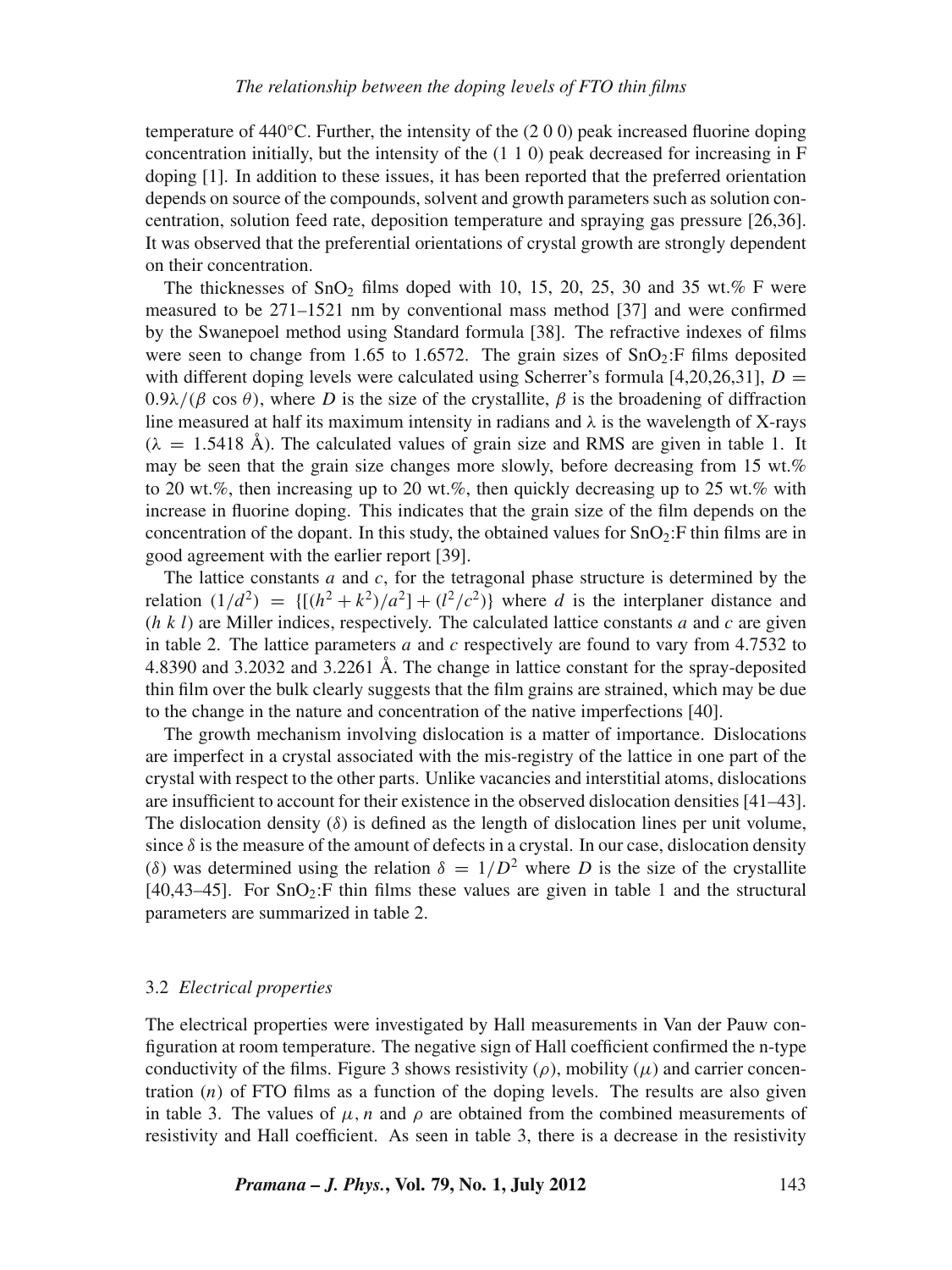temperature of 440°C. Further, the intensity of the (2 0 0) peak increased fluorine doping concentration initially, but the intensity of the (1 1 0) peak decreased for increasing in F doping [1]. In addition to these issues, it has been reported that the preferred orientation depends on source of the compounds, solvent and growth parameters such as solution concentration, solution feed rate, deposition temperature and spraying gas pressure [26,36]. It was observed that the preferential orientations of crystal growth are strongly dependent on their concentration.

The thicknesses of $SnO_2$ films doped with 10, 15, 20, 25, 30 and 35 wt.% F were measured to be 271–1521 nm by conventional mass method [37] and were confirmed by the Swanepoel method using Standard formula [38]. The refractive indexes of films were seen to change from 1.65 to 1.6572. The grain sizes of $SnO_2$:F films deposited with different doping levels were calculated using Scherrer's formula [4,20,26,31], $D = 0.9\lambda/(\beta \cos\theta)$, where $D$ is the size of the crystallite, $\beta$ is the broadening of diffraction line measured at half its maximum intensity in radians and $\lambda$ is the wavelength of X-rays ($\lambda = 1.5418$ Å). The calculated values of grain size and RMS are given in table 1. It may be seen that the grain size changes more slowly, before decreasing from 15 wt.% to 20 wt.%, then increasing up to 20 wt.%, then quickly decreasing up to 25 wt.% with increase in fluorine doping. This indicates that the grain size of the film depends on the concentration of the dopant. In this study, the obtained values for $SnO_2$:F thin films are in good agreement with the earlier report [39].

The lattice constants $a$ and $c$, for the tetragonal phase structure is determined by the relation $(1/d^2) = \{[(h^2 + k^2)/a^2] + (l^2/c^2)\}$ where $d$ is the interplaner distance and $(h\ k\ l)$ are Miller indices, respectively. The calculated lattice constants $a$ and $c$ are given in table 2. The lattice parameters $a$ and $c$ respectively are found to vary from 4.7532 to 4.8390 and 3.2032 and 3.2261 Å. The change in lattice constant for the spray-deposited thin film over the bulk clearly suggests that the film grains are strained, which may be due to the change in the nature and concentration of the native imperfections [40].

The growth mechanism involving dislocation is a matter of importance. Dislocations are imperfect in a crystal associated with the mis-registry of the lattice in one part of the crystal with respect to the other parts. Unlike vacancies and interstitial atoms, dislocations are insufficient to account for their existence in the observed dislocation densities [41–43]. The dislocation density ($\delta$) is defined as the length of dislocation lines per unit volume, since $\delta$ is the measure of the amount of defects in a crystal. In our case, dislocation density ($\delta$) was determined using the relation $\delta = 1/D^2$ where $D$ is the size of the crystallite [40,43–45]. For $SnO_2$:F thin films these values are given in table 1 and the structural parameters are summarized in table 2.

### 3.2 *Electrical properties*

The electrical properties were investigated by Hall measurements in Van der Pauw configuration at room temperature. The negative sign of Hall coefficient confirmed the n-type conductivity of the films. Figure 3 shows resistivity ($\rho$), mobility ($\mu$) and carrier concentration ($n$) of FTO films as a function of the doping levels. The results are also given in table 3. The values of $\mu$, $n$ and $\rho$ are obtained from the combined measurements of resistivity and Hall coefficient. As seen in table 3, there is a decrease in the resistivity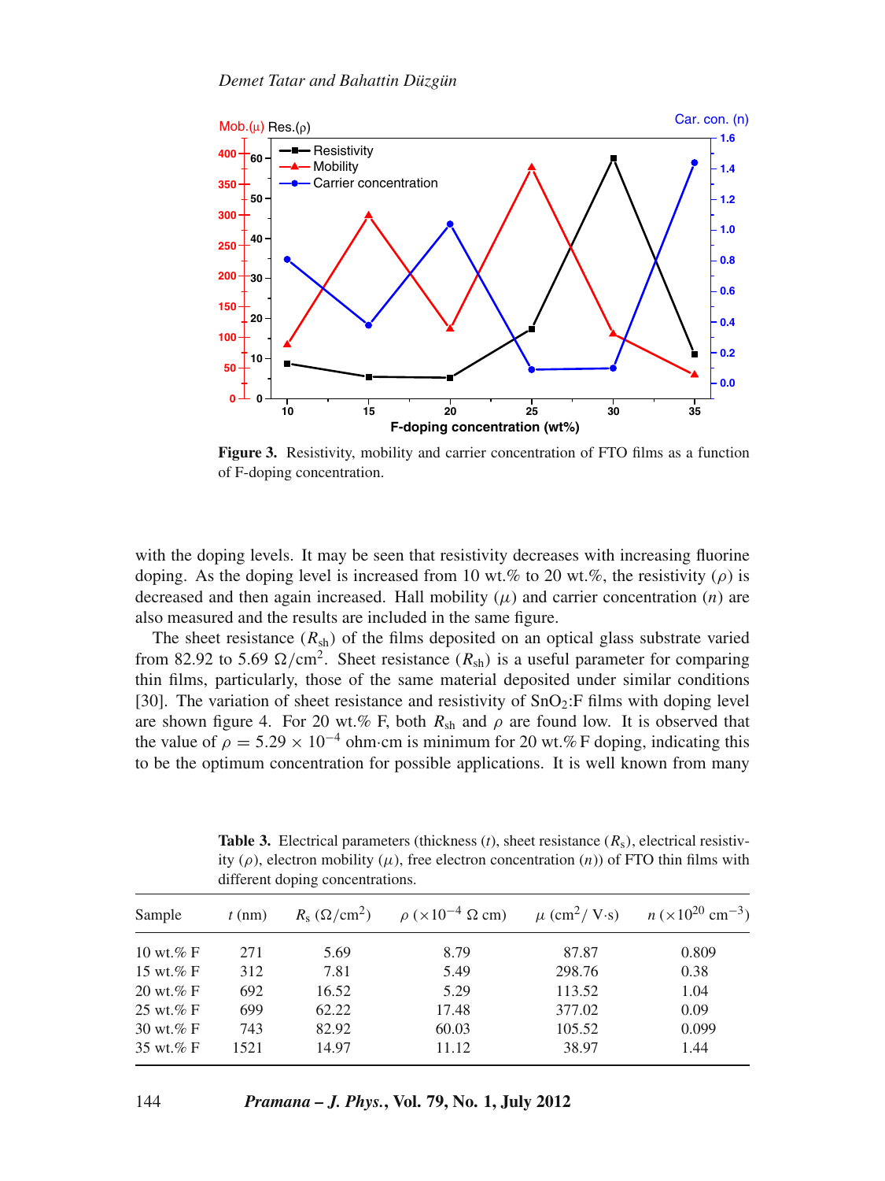**Figure 3.** Resistivity, mobility and carrier concentration of FTO films as a function of F-doping concentration.

with the doping levels. It may be seen that resistivity decreases with increasing fluorine doping. As the doping level is increased from 10 wt.% to 20 wt.%, the resistivity ($\rho$) is decreased and then again increased. Hall mobility ($\mu$) and carrier concentration ($n$) are also measured and the results are included in the same figure.

The sheet resistance ($R_{sh}$) of the films deposited on an optical glass substrate varied from 82.92 to 5.69 $\Omega/\text{cm}^2$. Sheet resistance ($R_{sh}$) is a useful parameter for comparing thin films, particularly, those of the same material deposited under similar conditions [30]. The variation of sheet resistance and resistivity of $SnO_2$:F films with doping level are shown figure 4. For 20 wt.% F, both $R_{sh}$ and $\rho$ are found low. It is observed that the value of $\rho = 5.29 \times 10^{-4}$ ohm·cm is minimum for 20 wt.% F doping, indicating this to be the optimum concentration for possible applications. It is well known from many

**Table 3.** Electrical parameters (thickness ($t$), sheet resistance ($R_s$), electrical resistivity ($\rho$), electron mobility ($\mu$), free electron concentration ($n$)) of FTO thin films with different doping concentrations.

| Sample | $t$ (nm) | $R_s$ ($\Omega/\text{cm}^2$) | $\rho$ ($\times 10^{-4}$ $\Omega$ cm) | $\mu$ ($\text{cm}^2/$ V·s) | $n$ ($\times 10^{20}$ $\text{cm}^{-3}$) |
|---|---|---|---|---|---|
| 10 wt.% F | 271 | 5.69 | 8.79 | 87.87 | 0.809 |
| 15 wt.% F | 312 | 7.81 | 5.49 | 298.76 | 0.38 |
| 20 wt.% F | 692 | 16.52 | 5.29 | 113.52 | 1.04 |
| 25 wt.% F | 699 | 62.22 | 17.48 | 377.02 | 0.09 |
| 30 wt.% F | 743 | 82.92 | 60.03 | 105.52 | 0.099 |
| 35 wt.% F | 1521 | 14.97 | 11.12 | 38.97 | 1.44 |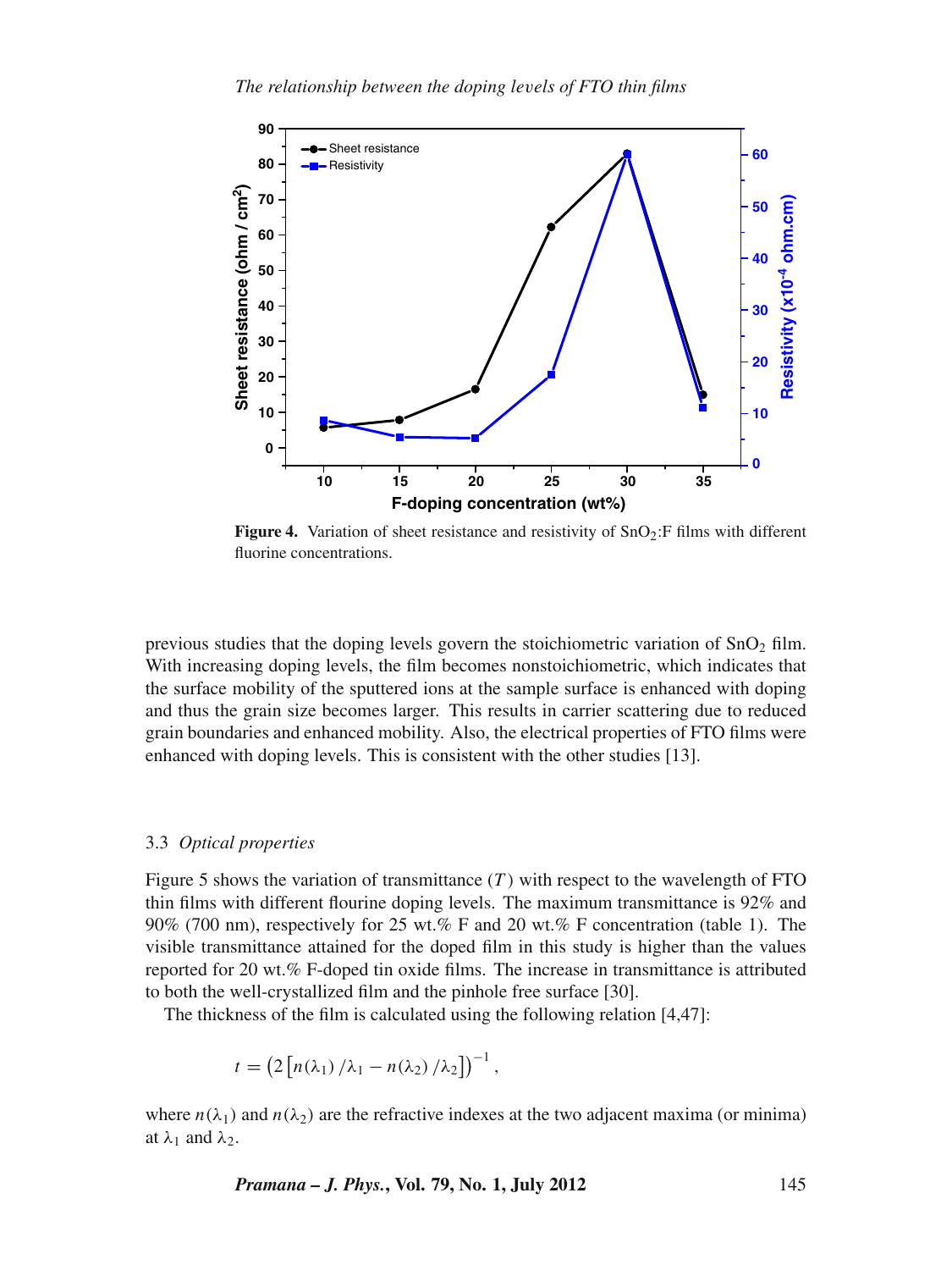**Figure 4.** Variation of sheet resistance and resistivity of $SnO_2$:F films with different fluorine concentrations.

previous studies that the doping levels govern the stoichiometric variation of $SnO_2$ film. With increasing doping levels, the film becomes nonstoichiometric, which indicates that the surface mobility of the sputtered ions at the sample surface is enhanced with doping and thus the grain size becomes larger. This results in carrier scattering due to reduced grain boundaries and enhanced mobility. Also, the electrical properties of FTO films were enhanced with doping levels. This is consistent with the other studies [13].

### 3.3 *Optical properties*

Figure 5 shows the variation of transmittance ($T$) with respect to the wavelength of FTO thin films with different flourine doping levels. The maximum transmittance is 92% and 90% (700 nm), respectively for 25 wt.% F and 20 wt.% F concentration (table 1). The visible transmittance attained for the doped film in this study is higher than the values reported for 20 wt.% F-doped tin oxide films. The increase in transmittance is attributed to both the well-crystallized film and the pinhole free surface [30].

The thickness of the film is calculated using the following relation [4,47]:

$$t = \left(2\left[n(\lambda_1)/\lambda_1 - n(\lambda_2)/\lambda_2\right]\right)^{-1},$$

where $n(\lambda_1)$ and $n(\lambda_2)$ are the refractive indexes at the two adjacent maxima (or minima) at $\lambda_1$ and $\lambda_2$.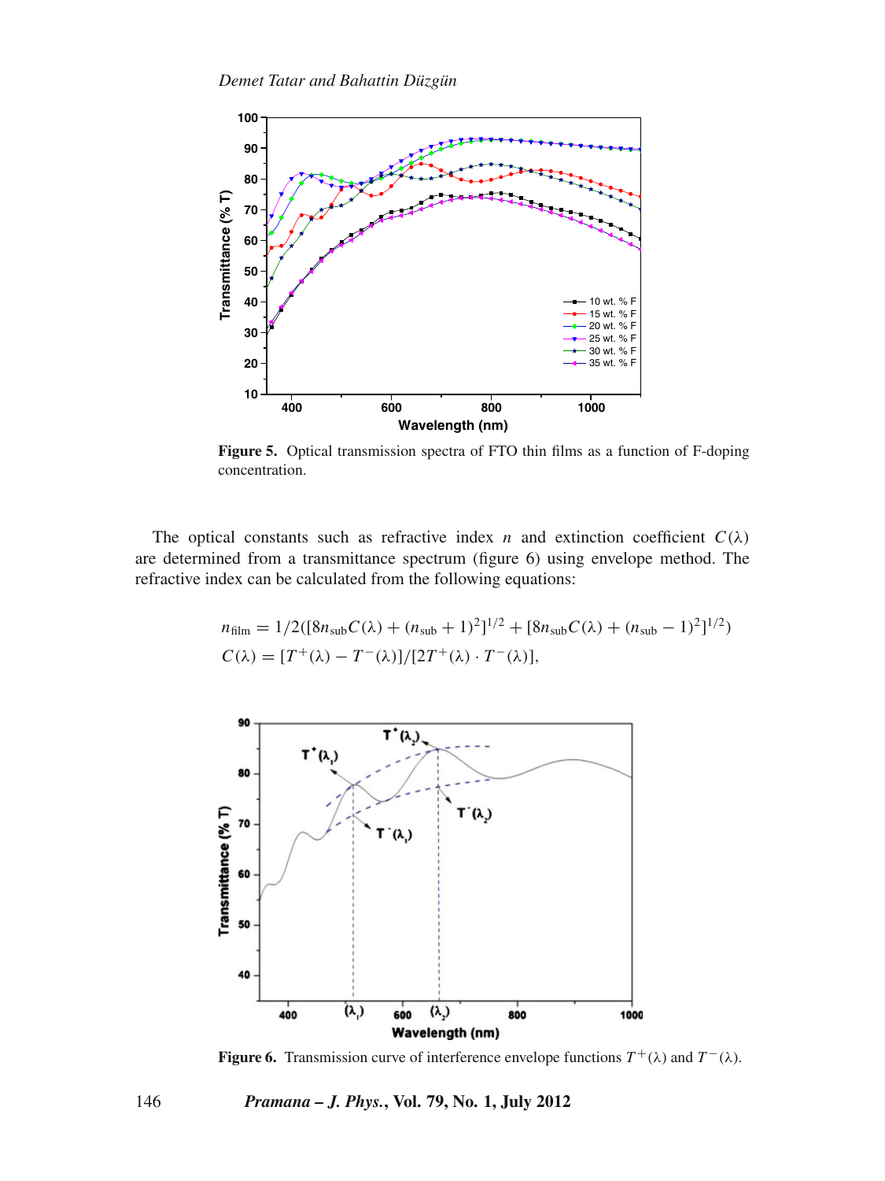**Figure 5.** Optical transmission spectra of FTO thin films as a function of F-doping concentration.

The optical constants such as refractive index $n$ and extinction coefficient $C(\lambda)$ are determined from a transmittance spectrum (figure 6) using envelope method. The refractive index can be calculated from the following equations:

$$n_{\text{film}} = 1/2([8n_{\text{sub}}C(\lambda) + (n_{\text{sub}} + 1)^2]^{1/2} + [8n_{\text{sub}}C(\lambda) + (n_{\text{sub}} - 1)^2]^{1/2})$$

$$C(\lambda) = [T^{+}(\lambda) - T^{-}(\lambda)]/[2T^{+}(\lambda) \cdot T^{-}(\lambda)],$$

**Figure 6.** Transmission curve of interference envelope functions $T^{+}(\lambda)$ and $T^{-}(\lambda)$.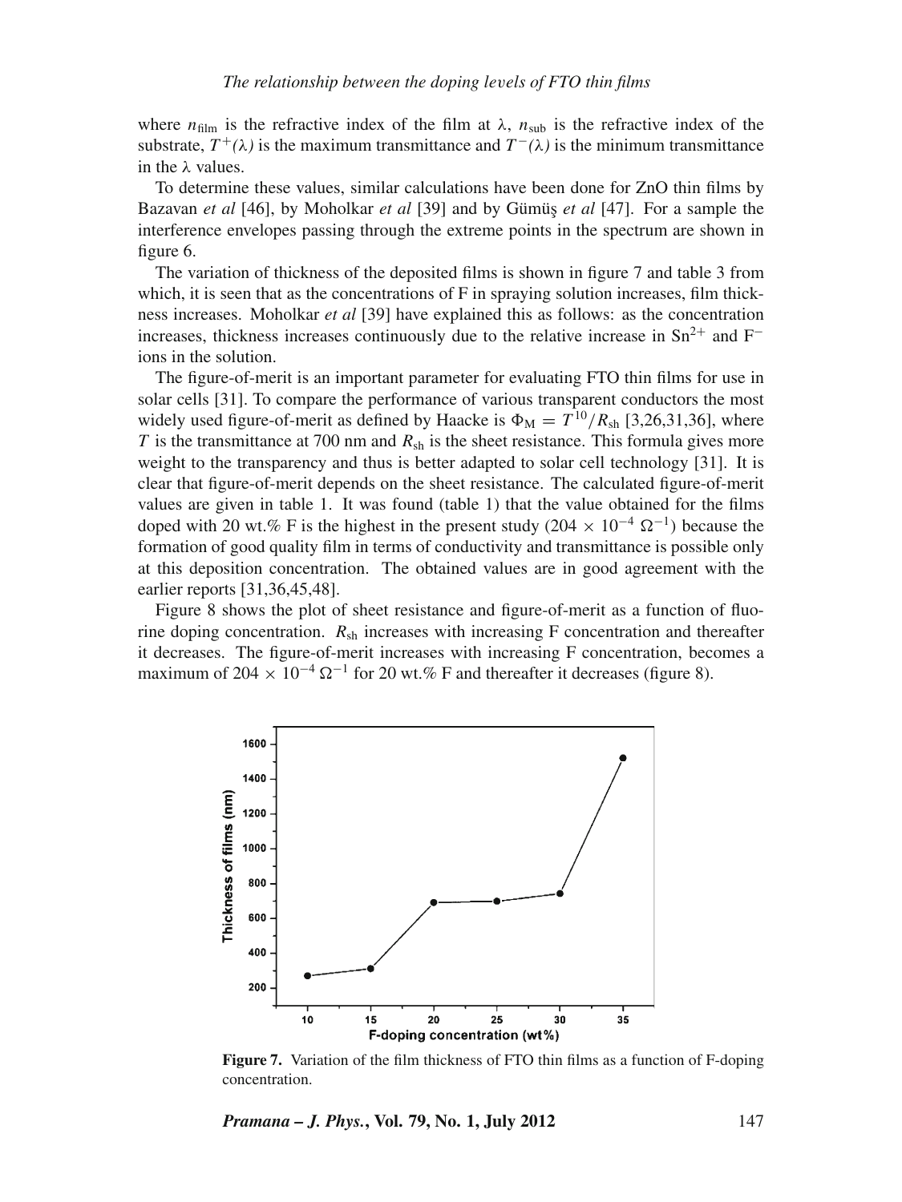where $n_{\text{film}}$ is the refractive index of the film at $\lambda$, $n_{\text{sub}}$ is the refractive index of the substrate, $T^{+}(\lambda)$ is the maximum transmittance and $T^{-}(\lambda)$ is the minimum transmittance in the $\lambda$ values.

To determine these values, similar calculations have been done for ZnO thin films by Bazavan *et al* [46], by Moholkar *et al* [39] and by Gümüş *et al* [47]. For a sample the interference envelopes passing through the extreme points in the spectrum are shown in figure 6.

The variation of thickness of the deposited films is shown in figure 7 and table 3 from which, it is seen that as the concentrations of F in spraying solution increases, film thickness increases. Moholkar *et al* [39] have explained this as follows: as the concentration increases, thickness increases continuously due to the relative increase in $Sn^{2+}$ and $F^{-}$ ions in the solution.

The figure-of-merit is an important parameter for evaluating FTO thin films for use in solar cells [31]. To compare the performance of various transparent conductors the most widely used figure-of-merit as defined by Haacke is $\Phi_{M} = T^{10}/R_{sh}$ [3,26,31,36], where $T$ is the transmittance at 700 nm and $R_{sh}$ is the sheet resistance. This formula gives more weight to the transparency and thus is better adapted to solar cell technology [31]. It is clear that figure-of-merit depends on the sheet resistance. The calculated figure-of-merit values are given in table 1. It was found (table 1) that the value obtained for the films doped with 20 wt.% F is the highest in the present study ($204 \times 10^{-4}\ \Omega^{-1}$) because the formation of good quality film in terms of conductivity and transmittance is possible only at this deposition concentration. The obtained values are in good agreement with the earlier reports [31,36,45,48].

Figure 8 shows the plot of sheet resistance and figure-of-merit as a function of fluorine doping concentration. $R_{sh}$ increases with increasing F concentration and thereafter it decreases. The figure-of-merit increases with increasing F concentration, becomes a maximum of $204 \times 10^{-4}\ \Omega^{-1}$ for 20 wt.% F and thereafter it decreases (figure 8).

**Figure 7.** Variation of the film thickness of FTO thin films as a function of F-doping concentration.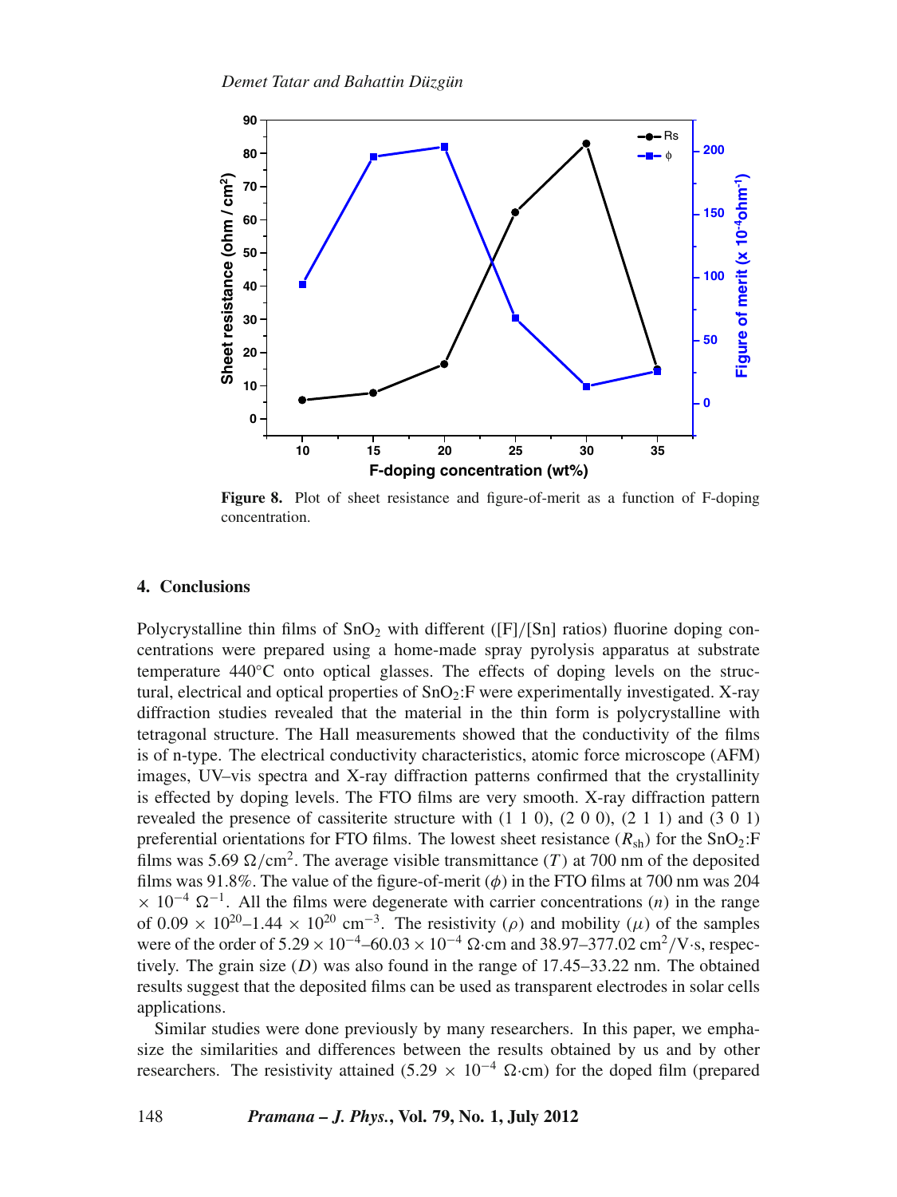Figure 8. Plot of sheet resistance and figure-of-merit as a function of F-doping concentration.

## 4. Conclusions

Polycrystalline thin films of $SnO_2$ with different ([F]/[Sn] ratios) fluorine doping concentrations were prepared using a home-made spray pyrolysis apparatus at substrate temperature 440°C onto optical glasses. The effects of doping levels on the structural, electrical and optical properties of $SnO_2$:F were experimentally investigated. X-ray diffraction studies revealed that the material in the thin form is polycrystalline with tetragonal structure. The Hall measurements showed that the conductivity of the films is of n-type. The electrical conductivity characteristics, atomic force microscope (AFM) images, UV–vis spectra and X-ray diffraction patterns confirmed that the crystallinity is effected by doping levels. The FTO films are very smooth. X-ray diffraction pattern revealed the presence of cassiterite structure with (1 1 0), (2 0 0), (2 1 1) and (3 0 1) preferential orientations for FTO films. The lowest sheet resistance ($R_{sh}$) for the $SnO_2$:F films was 5.69 $\Omega/\text{cm}^2$. The average visible transmittance ($T$) at 700 nm of the deposited films was 91.8%. The value of the figure-of-merit ($\phi$) in the FTO films at 700 nm was 204 $\times\ 10^{-4}\ \Omega^{-1}$. All the films were degenerate with carrier concentrations ($n$) in the range of $0.09 \times 10^{20}$–$1.44 \times 10^{20}$ cm$^{-3}$. The resistivity ($\rho$) and mobility ($\mu$) of the samples were of the order of $5.29 \times 10^{-4}$–$60.03 \times 10^{-4}$ $\Omega$·cm and 38.97–377.02 cm$^2$/V·s, respectively. The grain size ($D$) was also found in the range of 17.45–33.22 nm. The obtained results suggest that the deposited films can be used as transparent electrodes in solar cells applications.

Similar studies were done previously by many researchers. In this paper, we emphasize the similarities and differences between the results obtained by us and by other researchers. The resistivity attained ($5.29 \times 10^{-4}$ $\Omega$·cm) for the doped film (prepared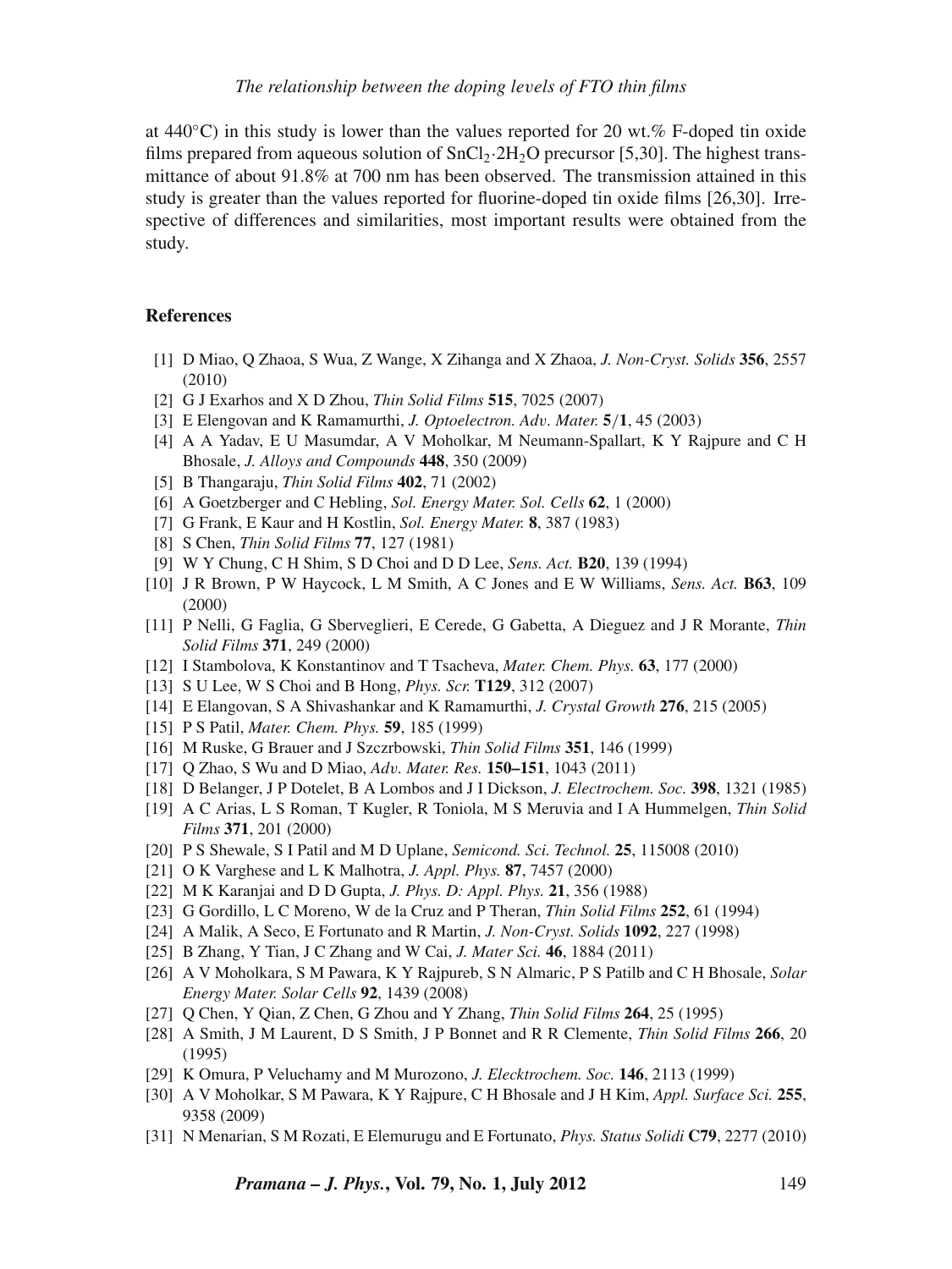at 440°C) in this study is lower than the values reported for 20 wt.% F-doped tin oxide films prepared from aqueous solution of $SnCl_2{\cdot}2H_2O$ precursor [5,30]. The highest transmittance of about 91.8% at 700 nm has been observed. The transmission attained in this study is greater than the values reported for fluorine-doped tin oxide films [26,30]. Irrespective of differences and similarities, most important results were obtained from the study.

## References

[1] D Miao, Q Zhaoa, S Wua, Z Wange, X Zihanga and X Zhaoa, *J. Non-Cryst. Solids* **356**, 2557 (2010)

[2] G J Exarhos and X D Zhou, *Thin Solid Films* **515**, 7025 (2007)

[3] E Elengovan and K Ramamurthi, *J. Optoelectron. Adv. Mater.* **5/1**, 45 (2003)

[4] A A Yadav, E U Masumdar, A V Moholkar, M Neumann-Spallart, K Y Rajpure and C H Bhosale, *J. Alloys and Compounds* **448**, 350 (2009)

[5] B Thangaraju, *Thin Solid Films* **402**, 71 (2002)

[6] A Goetzberger and C Hebling, *Sol. Energy Mater. Sol. Cells* **62**, 1 (2000)

[7] G Frank, E Kaur and H Kostlin, *Sol. Energy Mater.* **8**, 387 (1983)

[8] S Chen, *Thin Solid Films* **77**, 127 (1981)

[9] W Y Chung, C H Shim, S D Choi and D D Lee, *Sens. Act.* **B20**, 139 (1994)

[10] J R Brown, P W Haycock, L M Smith, A C Jones and E W Williams, *Sens. Act.* **B63**, 109 (2000)

[11] P Nelli, G Faglia, G Sberveglieri, E Cerede, G Gabetta, A Dieguez and J R Morante, *Thin Solid Films* **371**, 249 (2000)

[12] I Stambolova, K Konstantinov and T Tsacheva, *Mater. Chem. Phys.* **63**, 177 (2000)

[13] S U Lee, W S Choi and B Hong, *Phys. Scr.* **T129**, 312 (2007)

[14] E Elangovan, S A Shivashankar and K Ramamurthi, *J. Crystal Growth* **276**, 215 (2005)

[15] P S Patil, *Mater. Chem. Phys.* **59**, 185 (1999)

[16] M Ruske, G Brauer and J Szczrbowski, *Thin Solid Films* **351**, 146 (1999)

[17] Q Zhao, S Wu and D Miao, *Adv. Mater. Res.* **150–151**, 1043 (2011)

[18] D Belanger, J P Dotelet, B A Lombos and J I Dickson, *J. Electrochem. Soc.* **398**, 1321 (1985)

[19] A C Arias, L S Roman, T Kugler, R Toniola, M S Meruvia and I A Hummelgen, *Thin Solid Films* **371**, 201 (2000)

[20] P S Shewale, S I Patil and M D Uplane, *Semicond. Sci. Technol.* **25**, 115008 (2010)

[21] O K Varghese and L K Malhotra, *J. Appl. Phys.* **87**, 7457 (2000)

[22] M K Karanjai and D D Gupta, *J. Phys. D: Appl. Phys.* **21**, 356 (1988)

[23] G Gordillo, L C Moreno, W de la Cruz and P Theran, *Thin Solid Films* **252**, 61 (1994)

[24] A Malik, A Seco, E Fortunato and R Martin, *J. Non-Cryst. Solids* **1092**, 227 (1998)

[25] B Zhang, Y Tian, J C Zhang and W Cai, *J. Mater Sci.* **46**, 1884 (2011)

[26] A V Moholkara, S M Pawara, K Y Rajpureb, S N Almaric, P S Patilb and C H Bhosale, *Solar Energy Mater. Solar Cells* **92**, 1439 (2008)

[27] Q Chen, Y Qian, Z Chen, G Zhou and Y Zhang, *Thin Solid Films* **264**, 25 (1995)

[28] A Smith, J M Laurent, D S Smith, J P Bonnet and R R Clemente, *Thin Solid Films* **266**, 20 (1995)

[29] K Omura, P Veluchamy and M Murozono, *J. Elecktrochem. Soc.* **146**, 2113 (1999)

[30] A V Moholkar, S M Pawara, K Y Rajpure, C H Bhosale and J H Kim, *Appl. Surface Sci.* **255**, 9358 (2009)

[31] N Menarian, S M Rozati, E Elemurugu and E Fortunato, *Phys. Status Solidi* **C79**, 2277 (2010)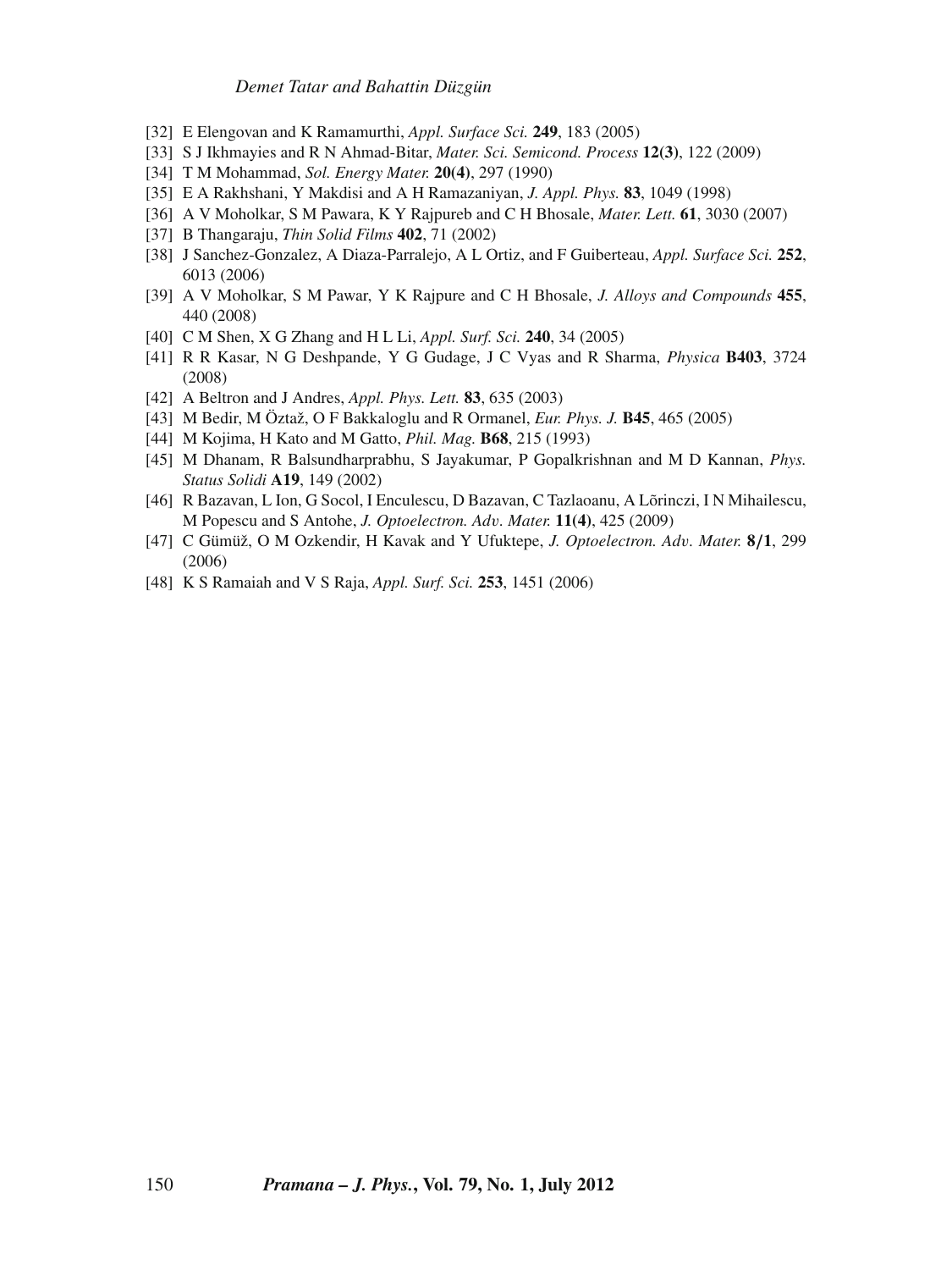[32] E Elengovan and K Ramamurthi, *Appl. Surface Sci.* **249**, 183 (2005)

[33] S J Ikhmayies and R N Ahmad-Bitar, *Mater. Sci. Semicond. Process* **12(3)**, 122 (2009)

[34] T M Mohammad, *Sol. Energy Mater.* **20(4)**, 297 (1990)

[35] E A Rakhshani, Y Makdisi and A H Ramazaniyan, *J. Appl. Phys.* **83**, 1049 (1998)

[36] A V Moholkar, S M Pawara, K Y Rajpureb and C H Bhosale, *Mater. Lett.* **61**, 3030 (2007)

[37] B Thangaraju, *Thin Solid Films* **402**, 71 (2002)

[38] J Sanchez-Gonzalez, A Diaza-Parralejo, A L Ortiz, and F Guiberteau, *Appl. Surface Sci.* **252**, 6013 (2006)

[39] A V Moholkar, S M Pawar, Y K Rajpure and C H Bhosale, *J. Alloys and Compounds* **455**, 440 (2008)

[40] C M Shen, X G Zhang and H L Li, *Appl. Surf. Sci.* **240**, 34 (2005)

[41] R R Kasar, N G Deshpande, Y G Gudage, J C Vyas and R Sharma, *Physica* **B403**, 3724 (2008)

[42] A Beltron and J Andres, *Appl. Phys. Lett.* **83**, 635 (2003)

[43] M Bedir, M Öztaž, O F Bakkaloglu and R Ormanel, *Eur. Phys. J.* **B45**, 465 (2005)

[44] M Kojima, H Kato and M Gatto, *Phil. Mag.* **B68**, 215 (1993)

[45] M Dhanam, R Balsundharprabhu, S Jayakumar, P Gopalkrishnan and M D Kannan, *Phys. Status Solidi* **A19**, 149 (2002)

[46] R Bazavan, L Ion, G Socol, I Enculescu, D Bazavan, C Tazlaoanu, A Lõrinczi, I N Mihailescu, M Popescu and S Antohe, *J. Optoelectron. Adv. Mater.* **11(4)**, 425 (2009)

[47] C Gümüž, O M Ozkendir, H Kavak and Y Ufuktepe, *J. Optoelectron. Adv. Mater.* **8/1**, 299 (2006)

[48] K S Ramaiah and V S Raja, *Appl. Surf. Sci.* **253**, 1451 (2006)